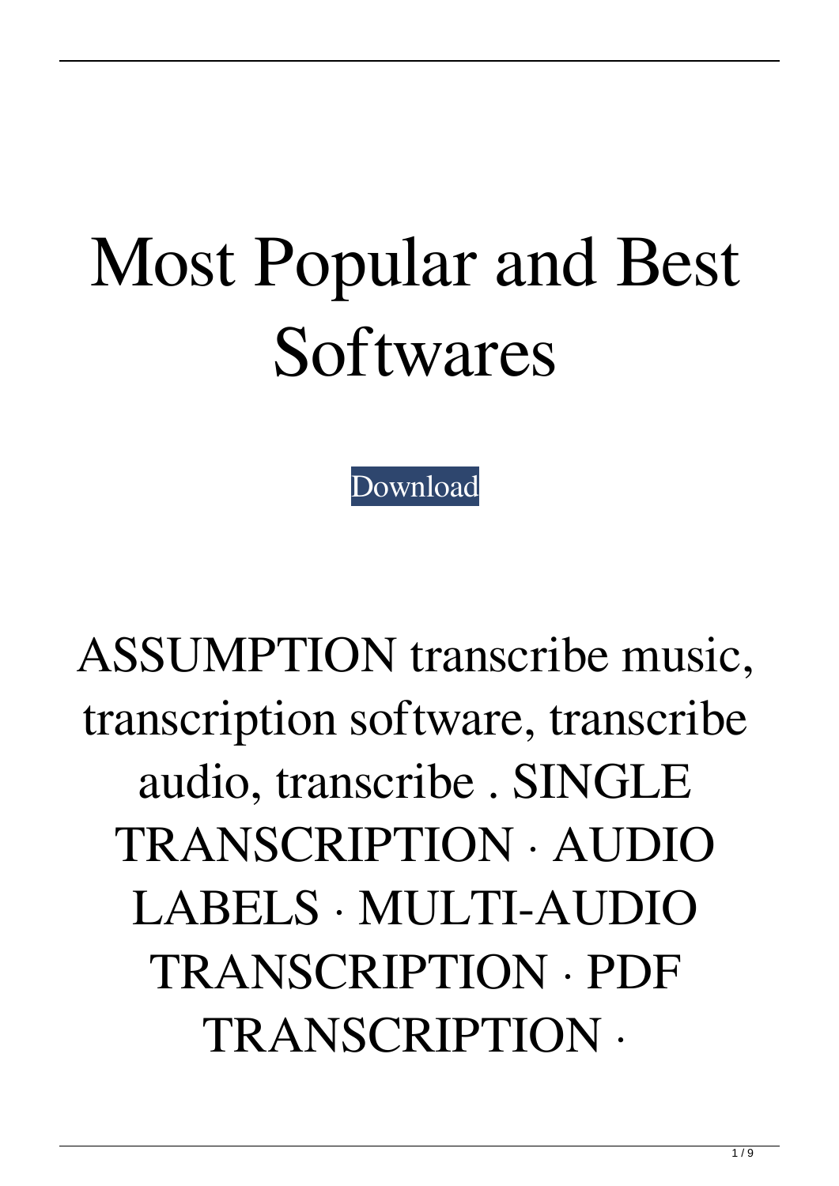# Most Popular and Best Softwares

[Download]

ASSUMPTION transcribe music, transcription software, transcribe audio, transcribe . SINGLE TRANSCRIPTION · AUDIO LABELS · MULTI-AUDIO TRANSCRIPTION · PDF TRANSCRIPTION ·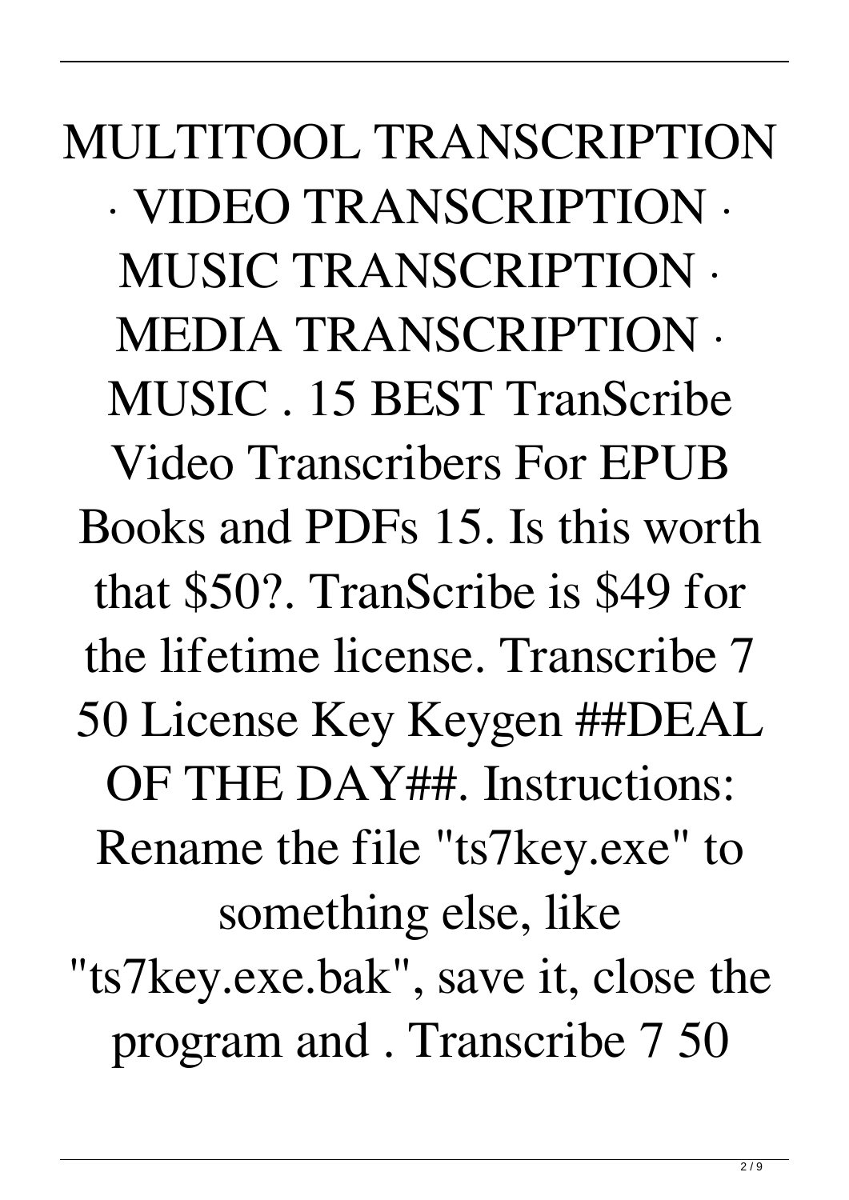MULTITOOL TRANSCRIPTION · VIDEO TRANSCRIPTION · MUSIC TRANSCRIPTION · MEDIA TRANSCRIPTION · MUSIC . 15 BEST TranScribe Video Transcribers For EPUB Books and PDFs 15. Is this worth that $50?. TranScribe is $49 for the lifetime license. Transcribe 7 50 License Key Keygen ##DEAL OF THE DAY##. Instructions: Rename the file "ts7key.exe" to something else, like "ts7key.exe.bak", save it, close the program and . Transcribe 7 50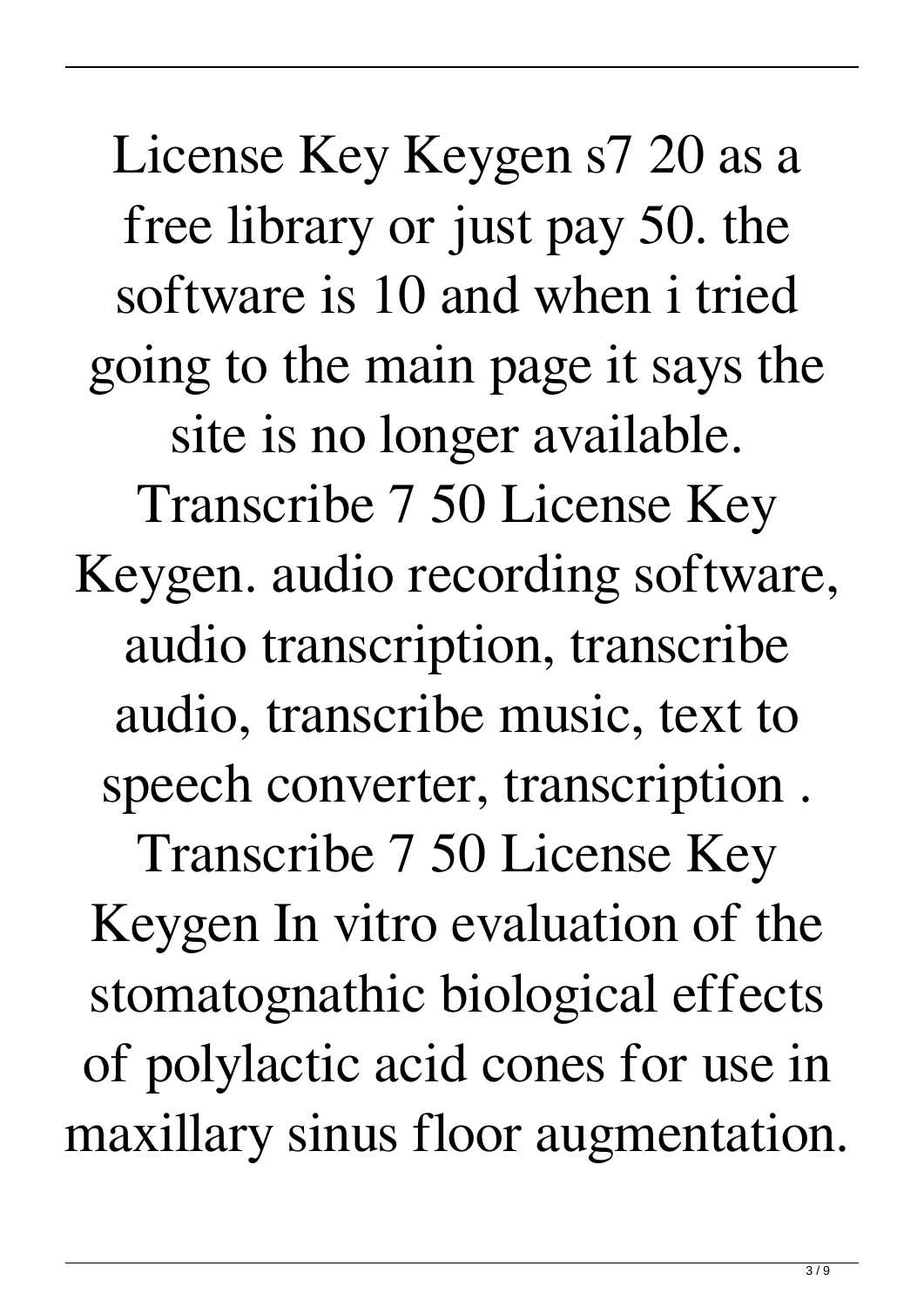License Key Keygen s7 20 as a free library or just pay 50. the software is 10 and when i tried going to the main page it says the site is no longer available. Transcribe 7 50 License Key Keygen. audio recording software, audio transcription, transcribe audio, transcribe music, text to speech converter, transcription . Transcribe 7 50 License Key Keygen In vitro evaluation of the stomatognathic biological effects of polylactic acid cones for use in maxillary sinus floor augmentation.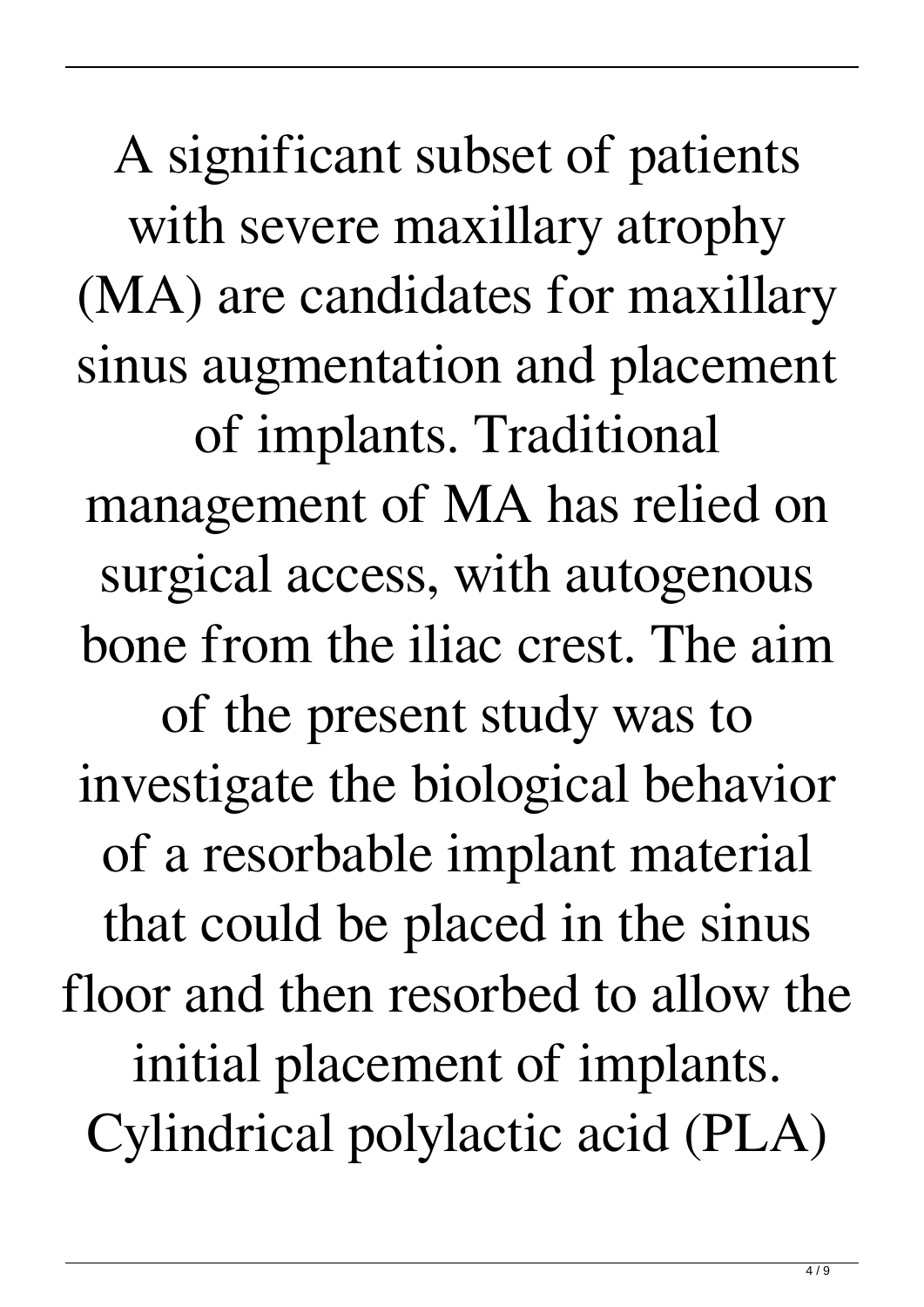A significant subset of patients with severe maxillary atrophy (MA) are candidates for maxillary sinus augmentation and placement of implants. Traditional management of MA has relied on surgical access, with autogenous bone from the iliac crest. The aim of the present study was to investigate the biological behavior of a resorbable implant material that could be placed in the sinus floor and then resorbed to allow the initial placement of implants. Cylindrical polylactic acid (PLA)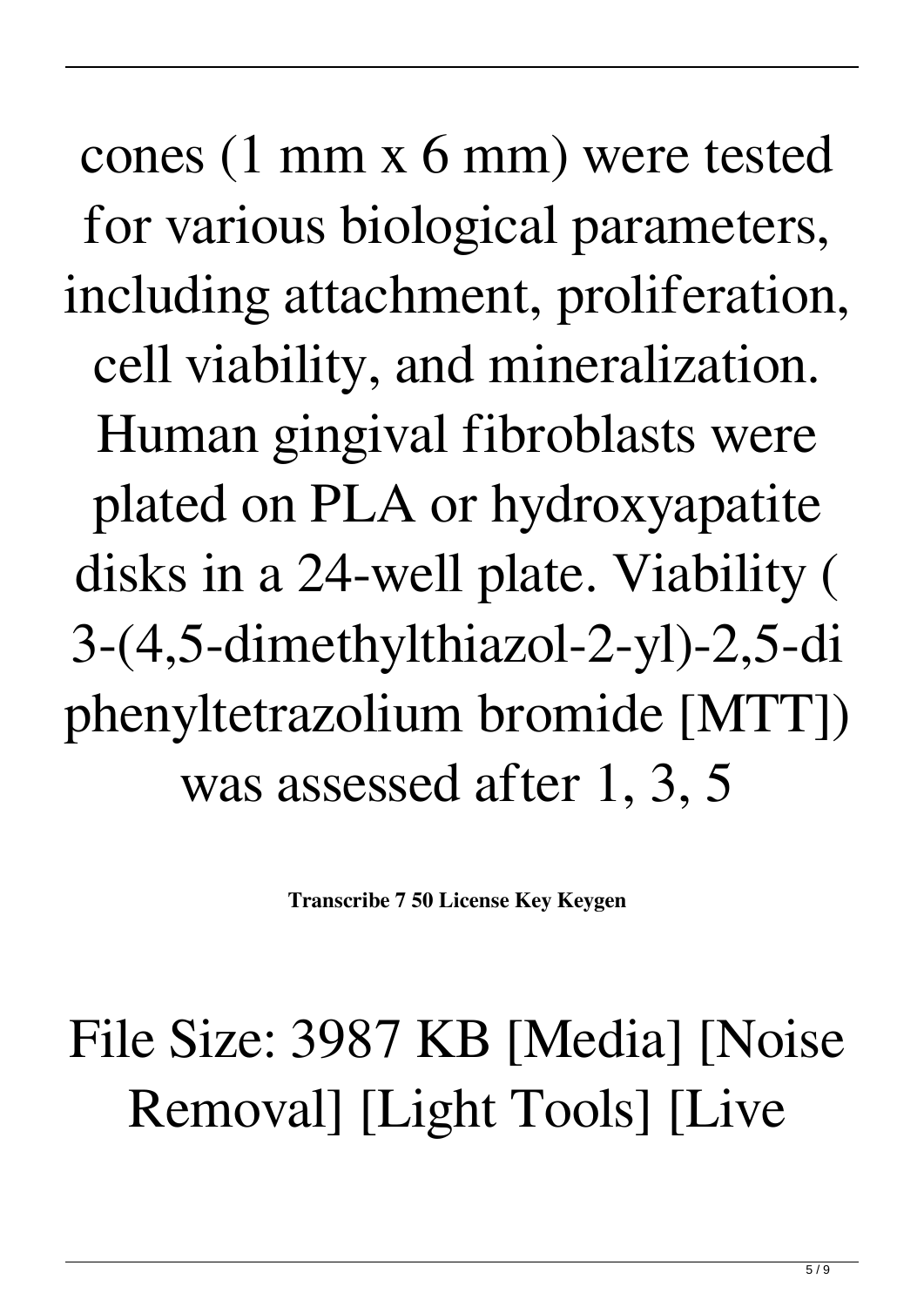cones (1 mm x 6 mm) were tested for various biological parameters, including attachment, proliferation, cell viability, and mineralization. Human gingival fibroblasts were plated on PLA or hydroxyapatite disks in a 24-well plate. Viability ( 3-(4,5-dimethylthiazol-2-yl)-2,5-diphenyltetrazolium bromide [MTT]) was assessed after 1, 3, 5

**Transcribe 7 50 License Key Keygen**

File Size: 3987 KB [Media] [Noise Removal] [Light Tools] [Live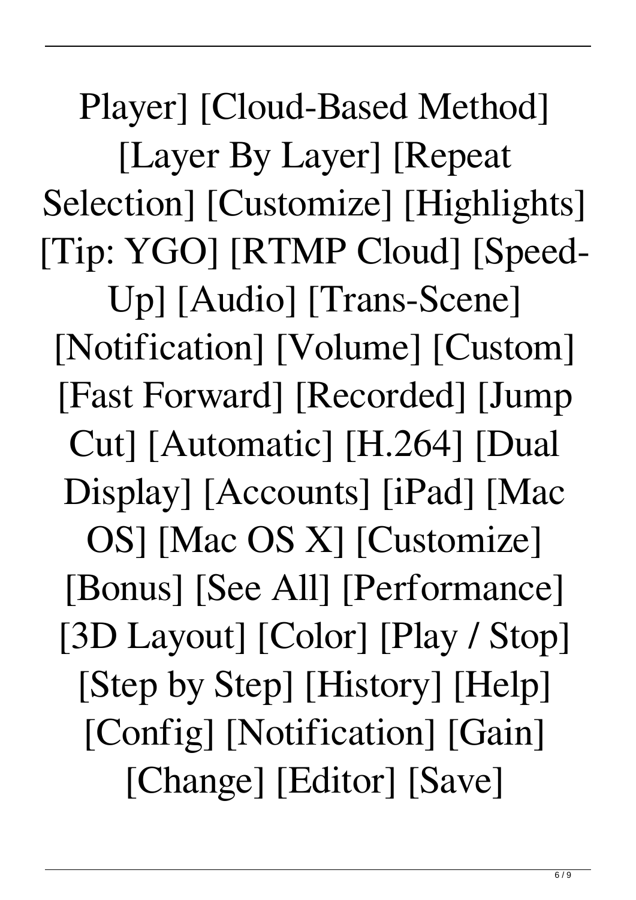Player] [Cloud-Based Method] [Layer By Layer] [Repeat Selection] [Customize] [Highlights] [Tip: YGO] [RTMP Cloud] [Speed-Up] [Audio] [Trans-Scene] [Notification] [Volume] [Custom] [Fast Forward] [Recorded] [Jump Cut] [Automatic] [H.264] [Dual Display] [Accounts] [iPad] [Mac OS] [Mac OS X] [Customize] [Bonus] [See All] [Performance] [3D Layout] [Color] [Play / Stop] [Step by Step] [History] [Help] [Config] [Notification] [Gain] [Change] [Editor] [Save]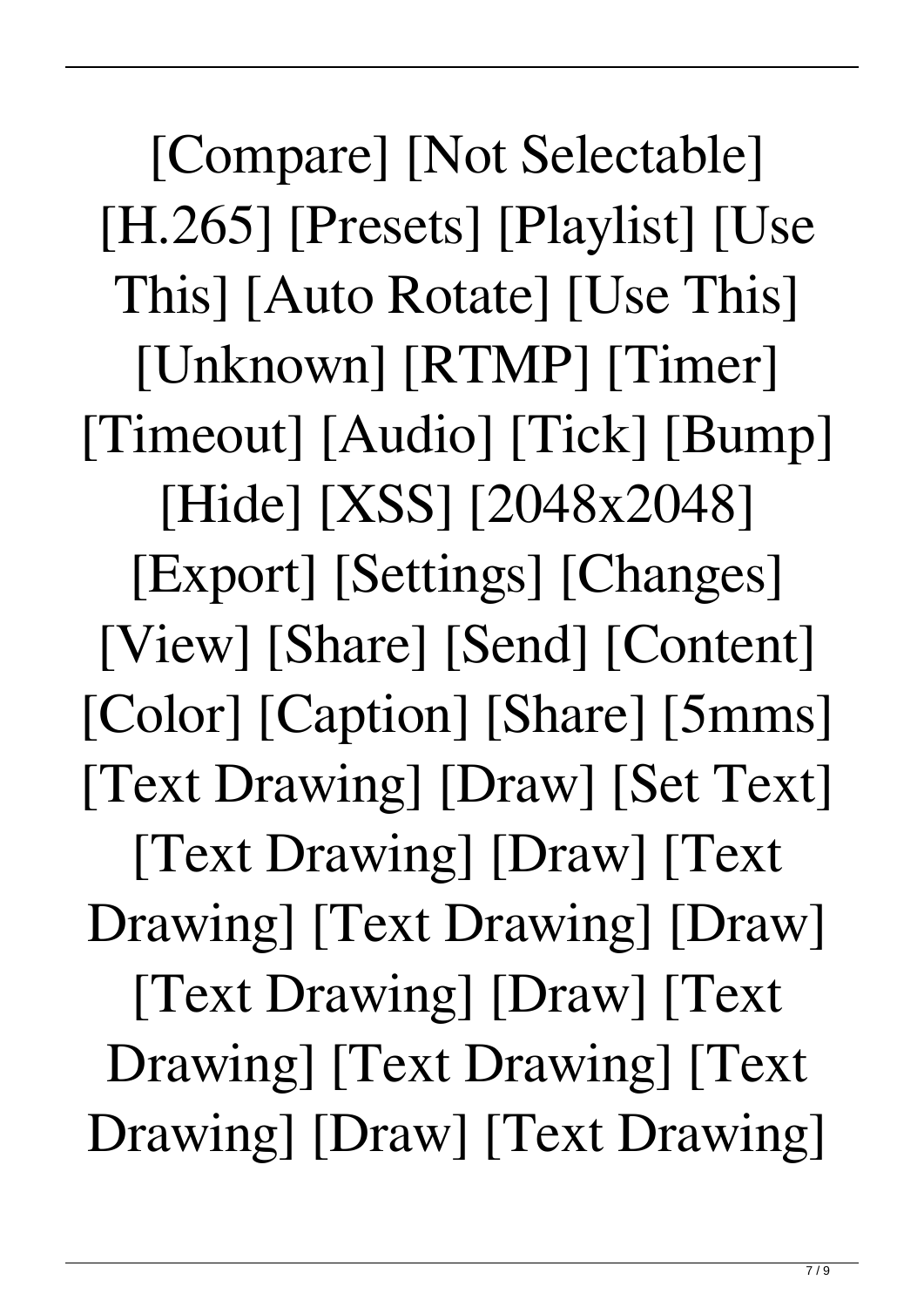[Compare] [Not Selectable] [H.265] [Presets] [Playlist] [Use This] [Auto Rotate] [Use This] [Unknown] [RTMP] [Timer] [Timeout] [Audio] [Tick] [Bump] [Hide] [XSS] [2048x2048] [Export] [Settings] [Changes] [View] [Share] [Send] [Content] [Color] [Caption] [Share] [5mms] [Text Drawing] [Draw] [Set Text] [Text Drawing] [Draw] [Text Drawing] [Text Drawing] [Draw] [Text Drawing] [Draw] [Text Drawing] [Text Drawing] [Text Drawing] [Draw] [Text Drawing]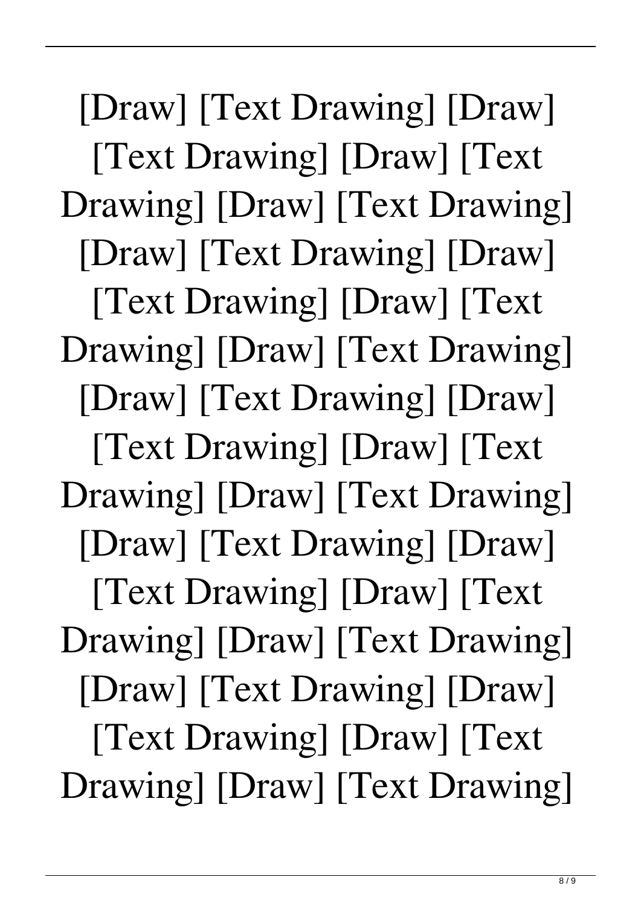[Draw] [Text Drawing] [Draw] [Text Drawing] [Draw] [Text Drawing] [Draw] [Text Drawing] [Draw] [Text Drawing] [Draw] [Text Drawing] [Draw] [Text Drawing] [Draw] [Text Drawing] [Draw] [Text Drawing] [Draw] [Text Drawing] [Draw] [Text Drawing] [Draw] [Text Drawing] [Draw] [Text Drawing] [Draw] [Text Drawing] [Draw] [Text Drawing] [Draw] [Text Drawing] [Draw] [Text Drawing] [Draw] [Text Drawing] [Draw] [Text Drawing] [Draw] [Text Drawing]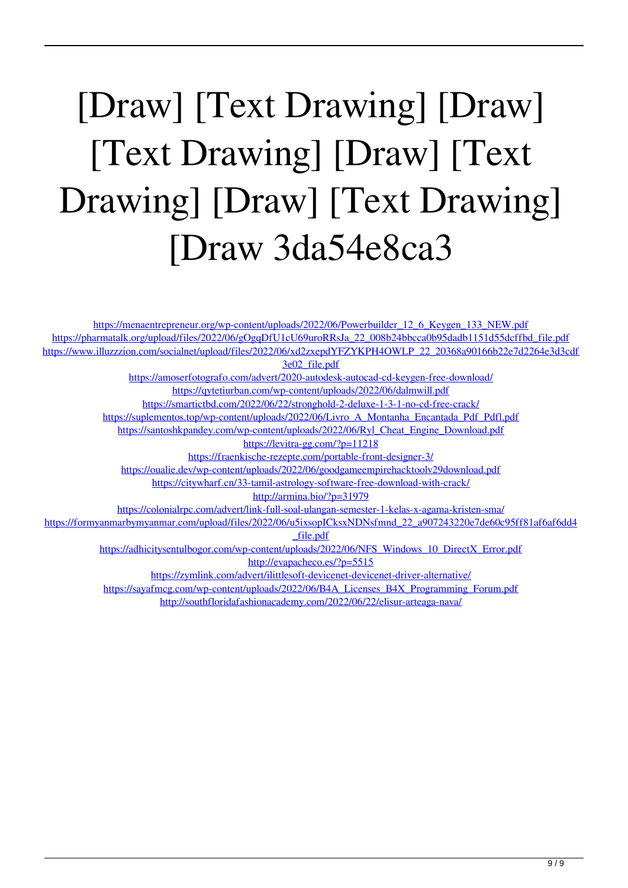# [Draw] [Text Drawing] [Draw] [Text Drawing] [Draw] [Text Drawing] [Draw] [Text Drawing] [Draw 3da54e8ca3

https://menaentrepreneur.org/wp-content/uploads/2022/06/Powerbuilder_12_6_Keygen_133_NEW.pdf
https://pharmatalk.org/upload/files/2022/06/gOgqDfU1cU69uroRRsJa_22_008b24bbcca0b95dadb1151d55dcffbd_file.pdf
https://www.illuzzzion.com/socialnet/upload/files/2022/06/xd2zxepdYFZYKPH4OWLP_22_20368a90166b22e7d2264e3d3cdf3e02_file.pdf
https://amoserfotografo.com/advert/2020-autodesk-autocad-cd-keygen-free-download/
https://qytetiurban.com/wp-content/uploads/2022/06/dalmwill.pdf
https://smartictbd.com/2022/06/22/stronghold-2-deluxe-1-3-1-no-cd-free-crack/
https://suplementos.top/wp-content/uploads/2022/06/Livro_A_Montanha_Encantada_Pdf_Pdfl.pdf
https://santoshkpandey.com/wp-content/uploads/2022/06/Ryl_Cheat_Engine_Download.pdf
https://levitra-gg.com/?p=11218
https://fraenkische-rezepte.com/portable-front-designer-3/
https://oualie.dev/wp-content/uploads/2022/06/goodgameempirehacktoolv29download.pdf
https://citywharf.cn/33-tamil-astrology-software-free-download-with-crack/
http://armina.bio/?p=31979
https://colonialrpc.com/advert/link-full-soal-ulangan-semester-1-kelas-x-agama-kristen-sma/
https://formyanmarbymyanmar.com/upload/files/2022/06/u5ixsopICksxNDNsfmnd_22_a907243220e7de60c95ff81af6af6dd4_file.pdf
https://adhicitysentulbogor.com/wp-content/uploads/2022/06/NFS_Windows_10_DirectX_Error.pdf
http://evapacheco.es/?p=5515
https://zymlink.com/advert/ilittlesoft-devicenet-devicenet-driver-alternative/
https://sayafmcg.com/wp-content/uploads/2022/06/B4A_Licenses_B4X_Programming_Forum.pdf
http://southfloridafashionacademy.com/2022/06/22/elisur-arteaga-nava/